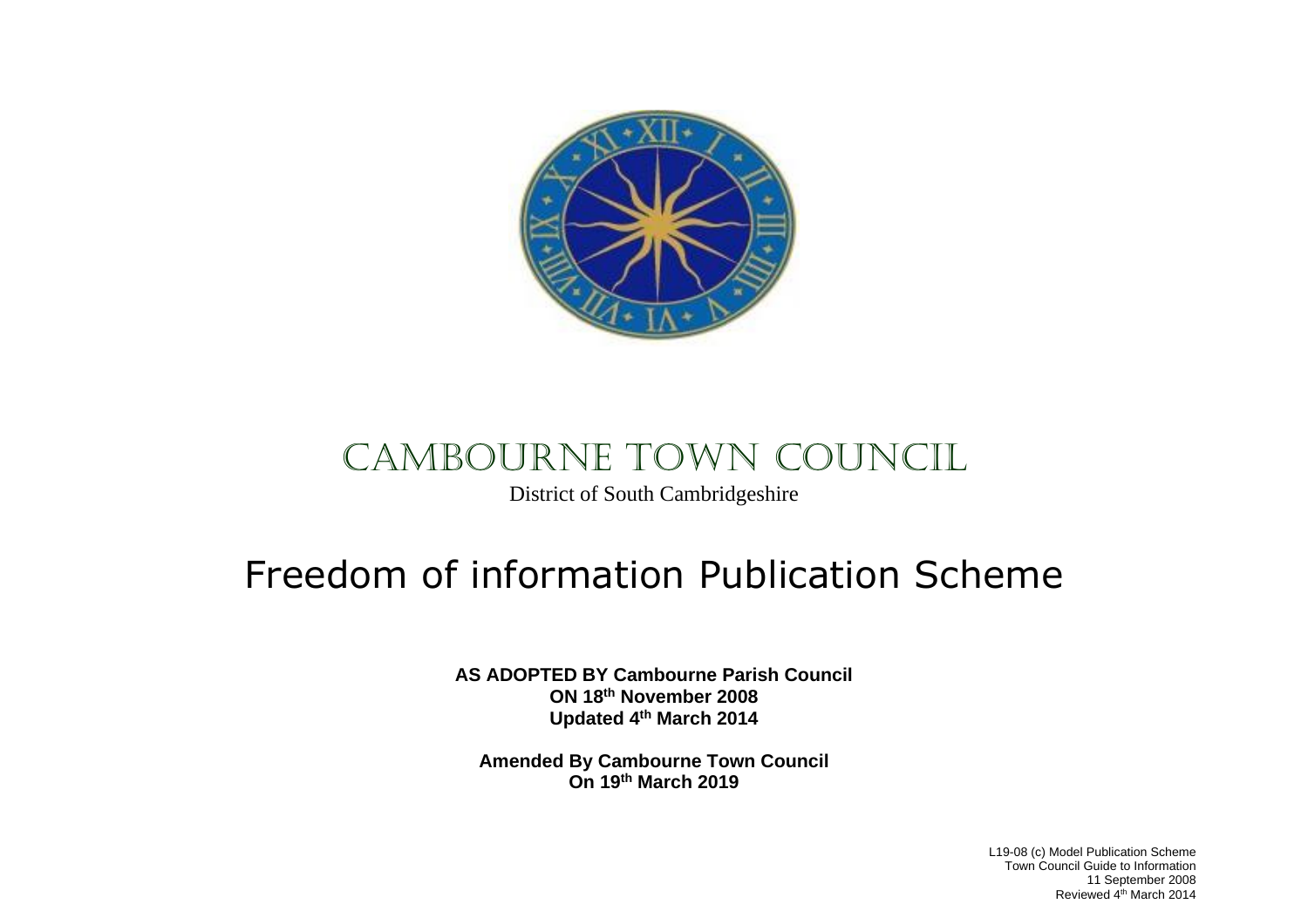# CAMBOURNE TOWN COUNCIL

District of South Cambridgeshire

# Freedom of information Publication Scheme

**AS ADOPTED BY Cambourne Parish Council**
**ON 18th November 2008**
**Updated 4th March 2014**

**Amended By Cambourne Town Council**
**On 19th March 2019**

L19-08 (c) Model Publication Scheme
Town Council Guide to Information
11 September 2008
Reviewed 4th March 2014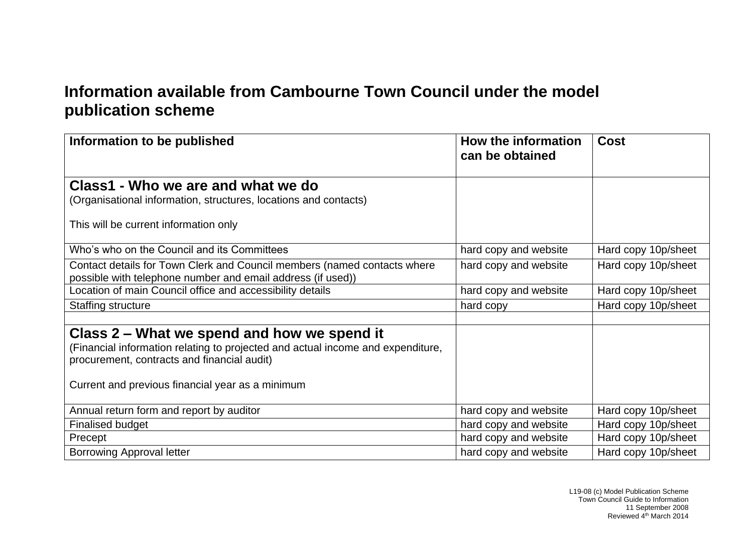## Information available from Cambourne Town Council under the model publication scheme

| Information to be published | How the information can be obtained | Cost |
|---|---|---|
| **Class1 - Who we are and what we do**<br>(Organisational information, structures, locations and contacts)<br><br>This will be current information only | | |
| Who's who on the Council and its Committees | hard copy and website | Hard copy 10p/sheet |
| Contact details for Town Clerk and Council members (named contacts where possible with telephone number and email address (if used)) | hard copy and website | Hard copy 10p/sheet |
| Location of main Council office and accessibility details | hard copy and website | Hard copy 10p/sheet |
| Staffing structure | hard copy | Hard copy 10p/sheet |
| | | |
| **Class 2 – What we spend and how we spend it**<br>(Financial information relating to projected and actual income and expenditure, procurement, contracts and financial audit)<br><br>Current and previous financial year as a minimum | | |
| Annual return form and report by auditor | hard copy and website | Hard copy 10p/sheet |
| Finalised budget | hard copy and website | Hard copy 10p/sheet |
| Precept | hard copy and website | Hard copy 10p/sheet |
| Borrowing Approval letter | hard copy and website | Hard copy 10p/sheet |

L19-08 (c) Model Publication Scheme
Town Council Guide to Information
11 September 2008
Reviewed 4th March 2014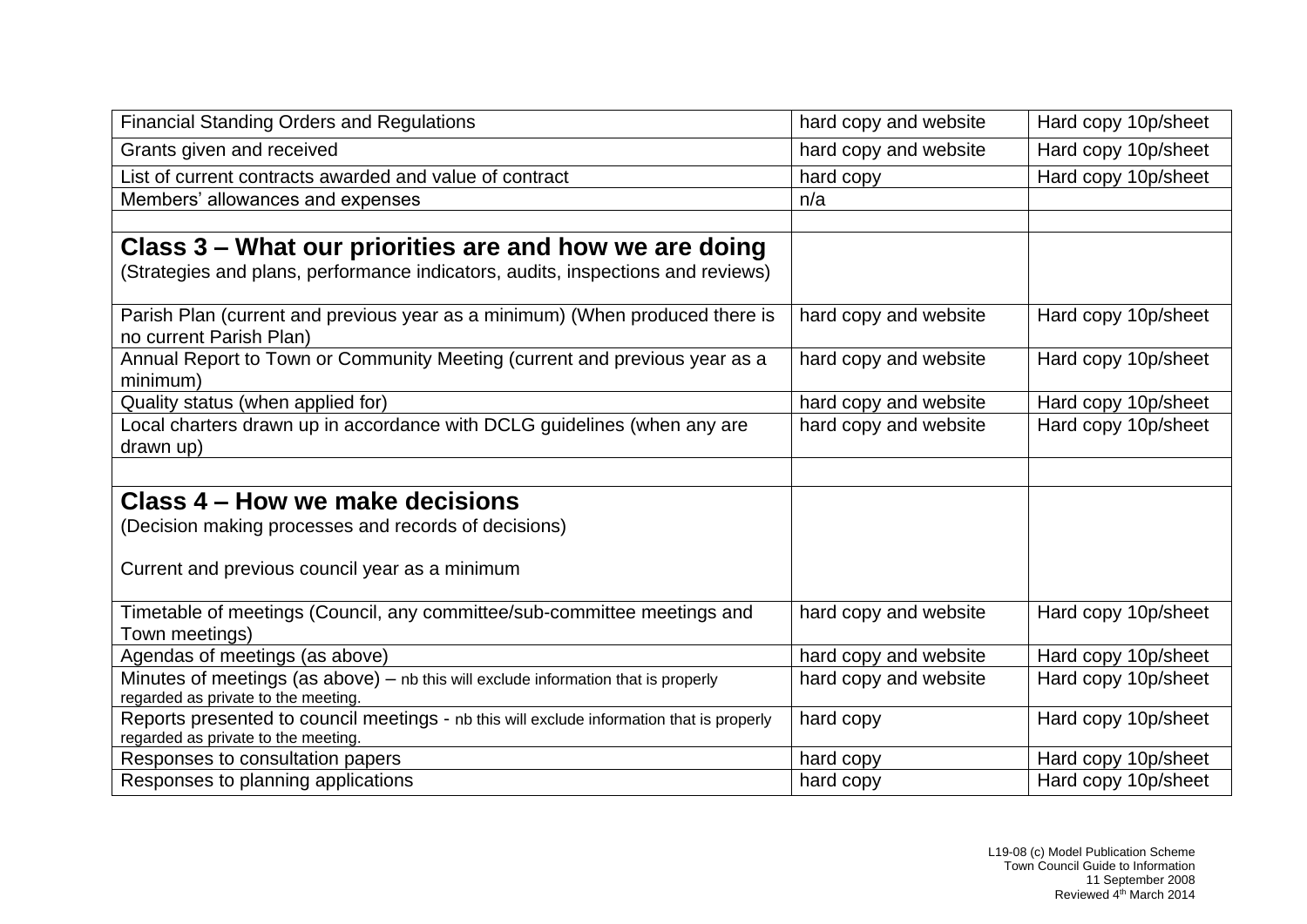| | | |
|---|---|---|
| Financial Standing Orders and Regulations | hard copy and website | Hard copy 10p/sheet |
| Grants given and received | hard copy and website | Hard copy 10p/sheet |
| List of current contracts awarded and value of contract | hard copy | Hard copy 10p/sheet |
| Members' allowances and expenses | n/a | |
| | | |
| **Class 3 – What our priorities are and how we are doing** (Strategies and plans, performance indicators, audits, inspections and reviews) | | |
| Parish Plan (current and previous year as a minimum) (When produced there is no current Parish Plan) | hard copy and website | Hard copy 10p/sheet |
| Annual Report to Town or Community Meeting (current and previous year as a minimum) | hard copy and website | Hard copy 10p/sheet |
| Quality status (when applied for) | hard copy and website | Hard copy 10p/sheet |
| Local charters drawn up in accordance with DCLG guidelines (when any are drawn up) | hard copy and website | Hard copy 10p/sheet |
| | | |
| **Class 4 – How we make decisions** (Decision making processes and records of decisions) Current and previous council year as a minimum | | |
| Timetable of meetings (Council, any committee/sub-committee meetings and Town meetings) | hard copy and website | Hard copy 10p/sheet |
| Agendas of meetings (as above) | hard copy and website | Hard copy 10p/sheet |
| Minutes of meetings (as above) – nb this will exclude information that is properly regarded as private to the meeting. | hard copy and website | Hard copy 10p/sheet |
| Reports presented to council meetings - nb this will exclude information that is properly regarded as private to the meeting. | hard copy | Hard copy 10p/sheet |
| Responses to consultation papers | hard copy | Hard copy 10p/sheet |
| Responses to planning applications | hard copy | Hard copy 10p/sheet |

L19-08 (c) Model Publication Scheme
Town Council Guide to Information
11 September 2008
Reviewed 4th March 2014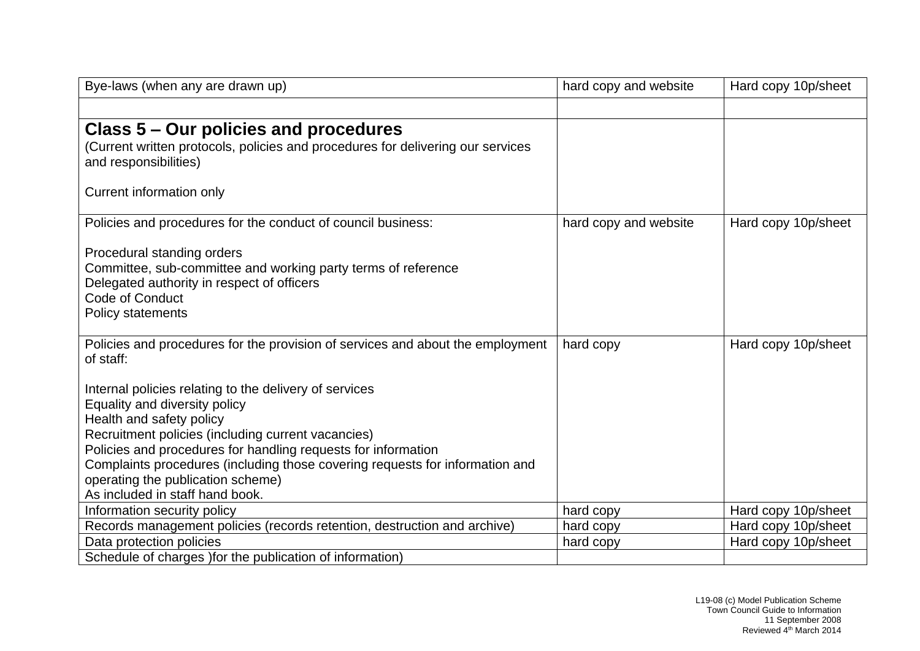| Bye-laws (when any are drawn up) | hard copy and website | Hard copy 10p/sheet |
|---|---|---|
| | | |
| **Class 5 – Our policies and procedures**<br>(Current written protocols, policies and procedures for delivering our services and responsibilities)<br><br>Current information only | | |
| Policies and procedures for the conduct of council business:<br><br>Procedural standing orders<br>Committee, sub-committee and working party terms of reference<br>Delegated authority in respect of officers<br>Code of Conduct<br>Policy statements | hard copy and website | Hard copy 10p/sheet |
| Policies and procedures for the provision of services and about the employment of staff:<br><br>Internal policies relating to the delivery of services<br>Equality and diversity policy<br>Health and safety policy<br>Recruitment policies (including current vacancies)<br>Policies and procedures for handling requests for information<br>Complaints procedures (including those covering requests for information and operating the publication scheme)<br>As included in staff hand book. | hard copy | Hard copy 10p/sheet |
| Information security policy | hard copy | Hard copy 10p/sheet |
| Records management policies (records retention, destruction and archive) | hard copy | Hard copy 10p/sheet |
| Data protection policies | hard copy | Hard copy 10p/sheet |
| Schedule of charges )for the publication of information) | | |

L19-08 (c) Model Publication Scheme
Town Council Guide to Information
11 September 2008
Reviewed 4th March 2014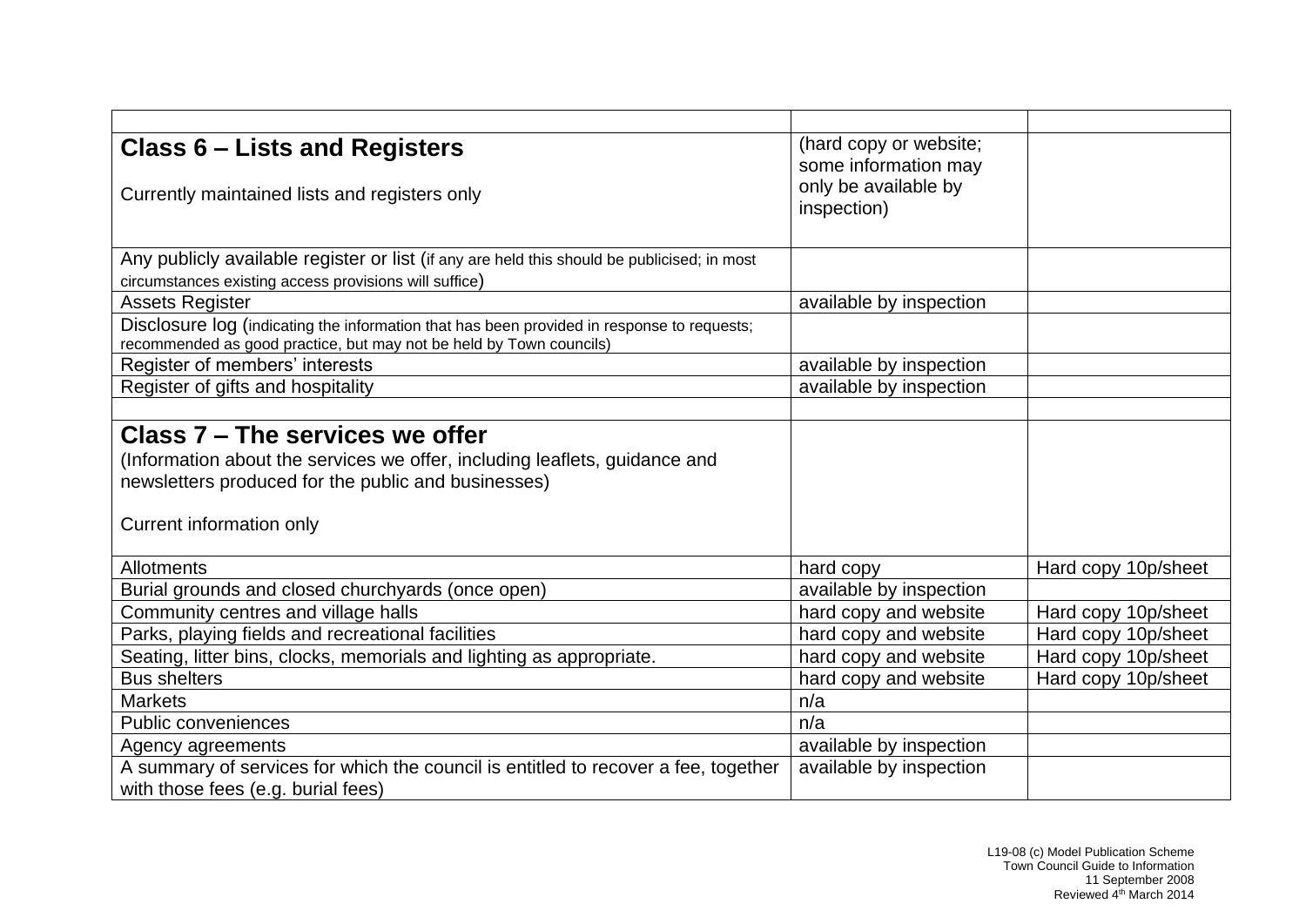| | | |
|---|---|---|
| **Class 6 – Lists and Registers**<br><br>Currently maintained lists and registers only | (hard copy or website; some information may only be available by inspection) | |
| Any publicly available register or list (if any are held this should be publicised; in most circumstances existing access provisions will suffice) | | |
| Assets Register | available by inspection | |
| Disclosure log (indicating the information that has been provided in response to requests; recommended as good practice, but may not be held by Town councils) | | |
| Register of members' interests | available by inspection | |
| Register of gifts and hospitality | available by inspection | |
| | | |
| **Class 7 – The services we offer**<br>(Information about the services we offer, including leaflets, guidance and newsletters produced for the public and businesses)<br><br>Current information only | | |
| Allotments | hard copy | Hard copy 10p/sheet |
| Burial grounds and closed churchyards (once open) | available by inspection | |
| Community centres and village halls | hard copy and website | Hard copy 10p/sheet |
| Parks, playing fields and recreational facilities | hard copy and website | Hard copy 10p/sheet |
| Seating, litter bins, clocks, memorials and lighting as appropriate. | hard copy and website | Hard copy 10p/sheet |
| Bus shelters | hard copy and website | Hard copy 10p/sheet |
| Markets | n/a | |
| Public conveniences | n/a | |
| Agency agreements | available by inspection | |
| A summary of services for which the council is entitled to recover a fee, together with those fees (e.g. burial fees) | available by inspection | |

L19-08 (c) Model Publication Scheme
Town Council Guide to Information
11 September 2008
Reviewed 4th March 2014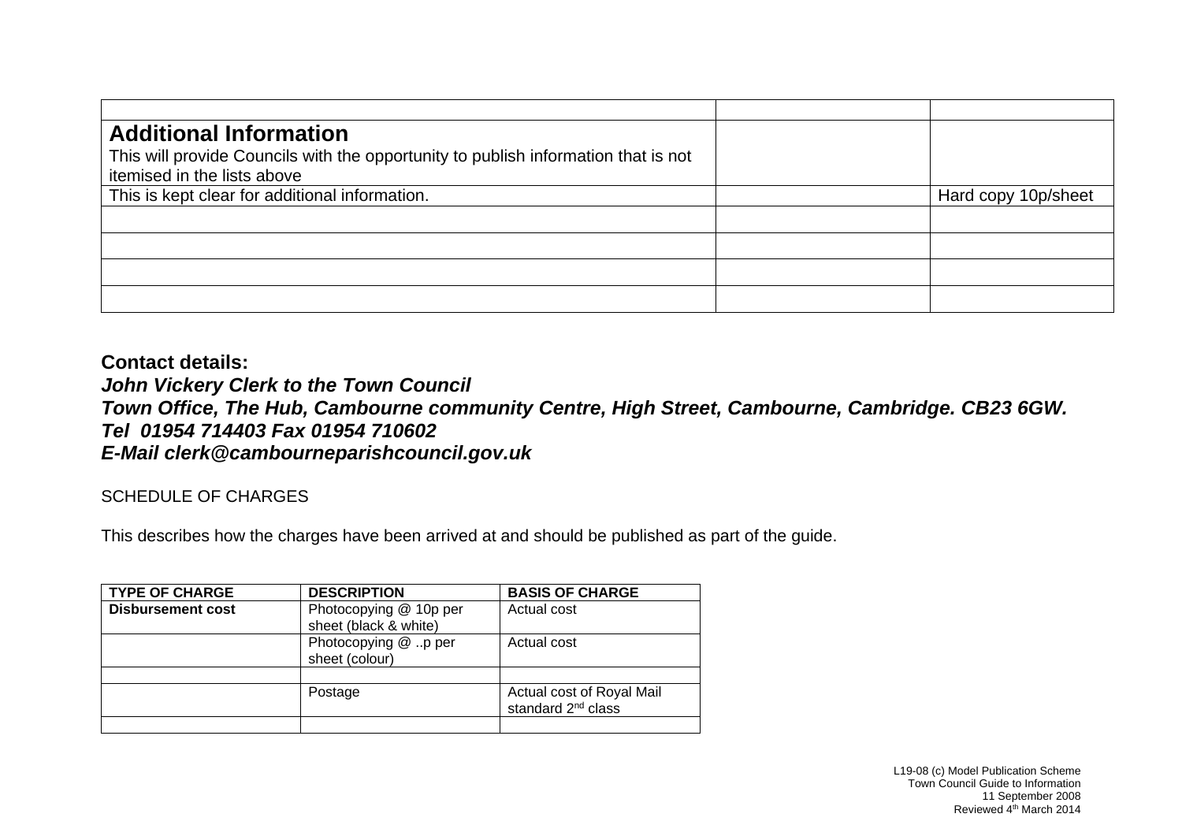| | | |
|---|---|---|
| **Additional Information**<br>This will provide Councils with the opportunity to publish information that is not itemised in the lists above | | |
| This is kept clear for additional information. | | Hard copy 10p/sheet |
| | | |
| | | |
| | | |
| | | |

**Contact details:**
***John Vickery Clerk to the Town Council***
***Town Office, The Hub, Cambourne community Centre, High Street, Cambourne, Cambridge. CB23 6GW.***
***Tel 01954 714403 Fax 01954 710602***
***E-Mail clerk@cambourneparishcouncil.gov.uk***

SCHEDULE OF CHARGES

This describes how the charges have been arrived at and should be published as part of the guide.

| TYPE OF CHARGE | DESCRIPTION | BASIS OF CHARGE |
|---|---|---|
| **Disbursement cost** | Photocopying @ 10p per sheet (black & white) | Actual cost |
| | Photocopying @ ..p per sheet (colour) | Actual cost |
| | | |
| | Postage | Actual cost of Royal Mail standard 2nd class |
| | | |

L19-08 (c) Model Publication Scheme
Town Council Guide to Information
11 September 2008
Reviewed 4th March 2014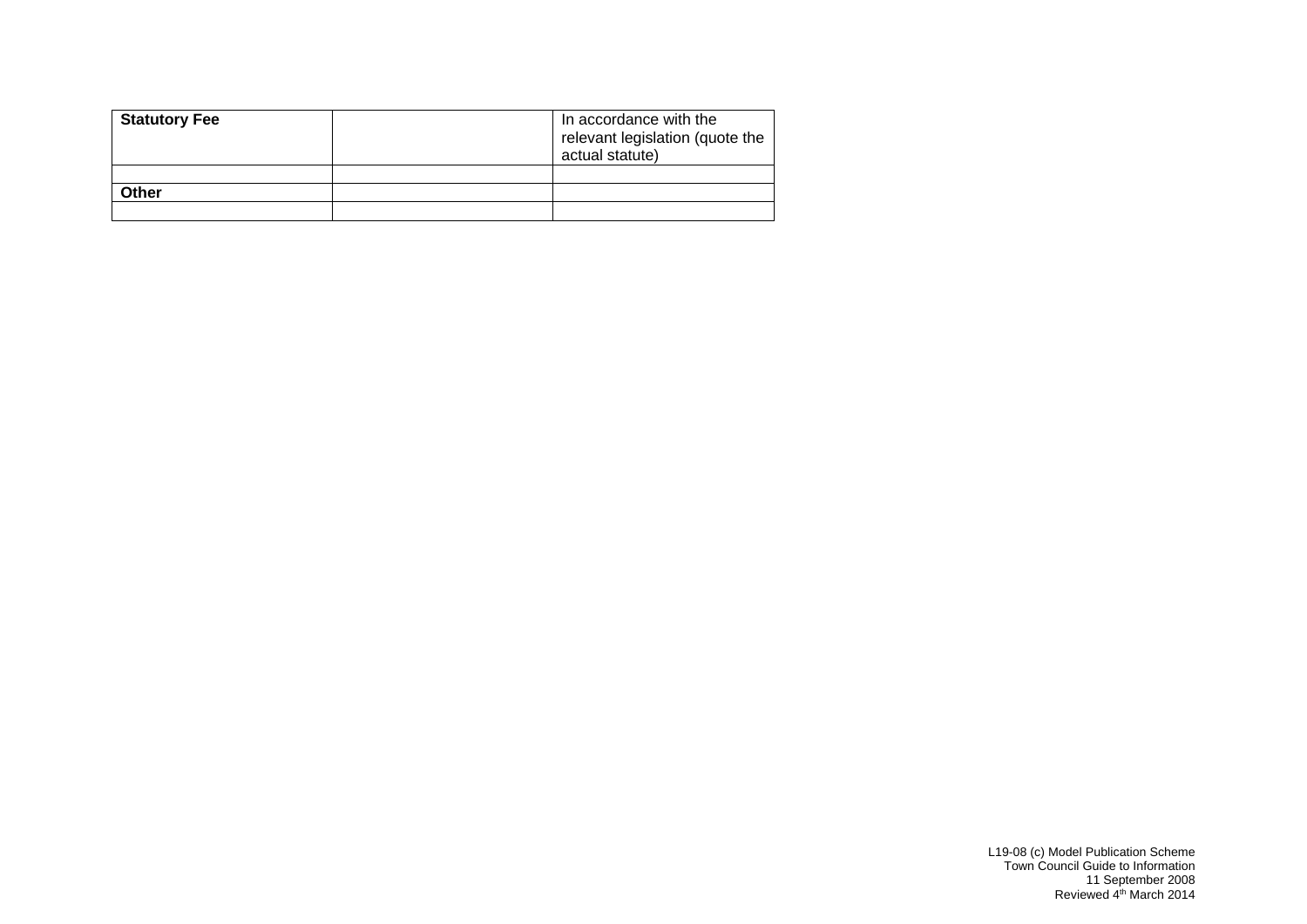| | | |
|---|---|---|
| **Statutory Fee** | | In accordance with the relevant legislation (quote the actual statute) |
| | | |
| **Other** | | |
| | | |